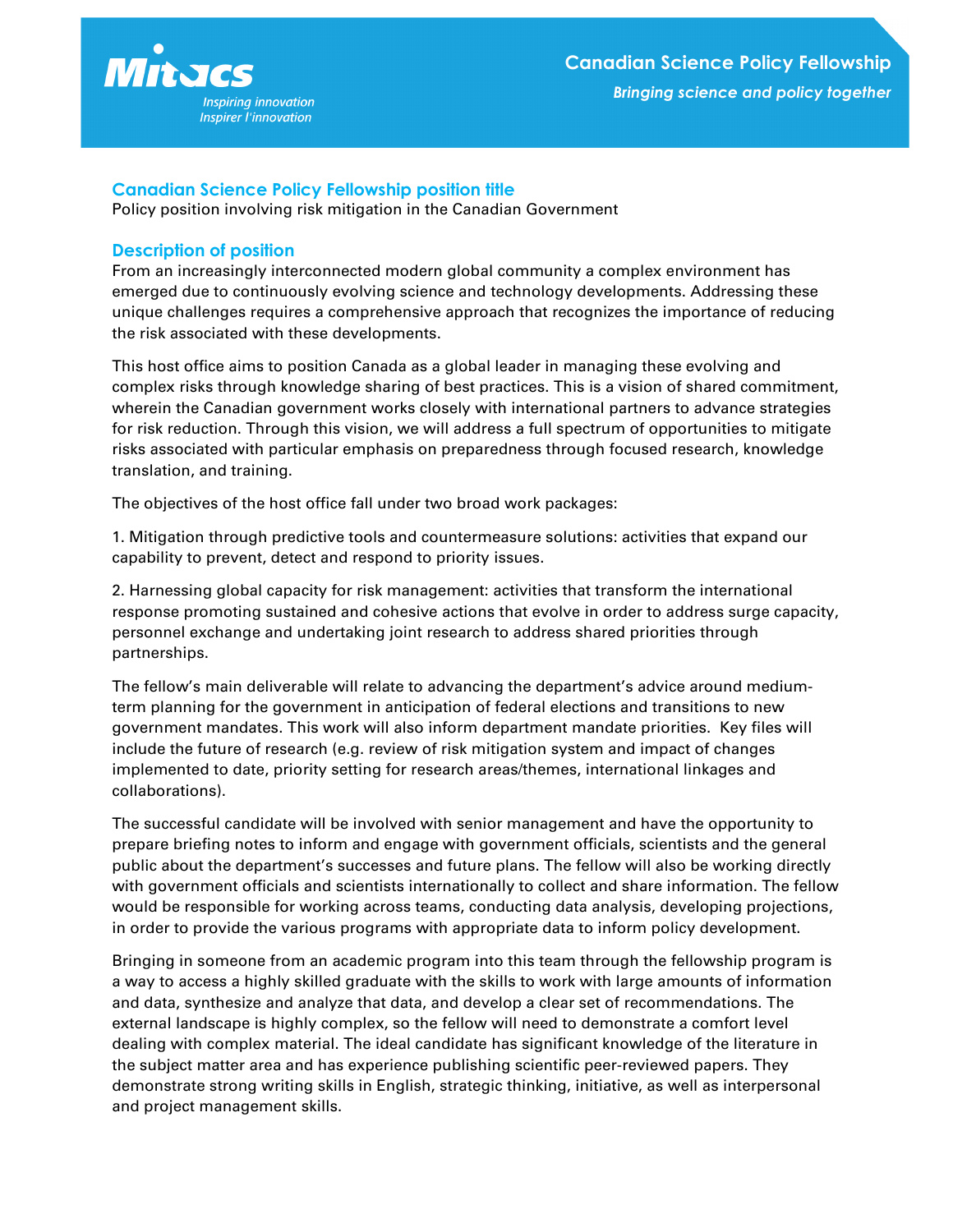Mitacs

Inspiring innovation
Inspirer l'innovation

# Canadian Science Policy Fellowship

*Bringing science and policy together*

## Canadian Science Policy Fellowship position title

Policy position involving risk mitigation in the Canadian Government

## Description of position

From an increasingly interconnected modern global community a complex environment has emerged due to continuously evolving science and technology developments. Addressing these unique challenges requires a comprehensive approach that recognizes the importance of reducing the risk associated with these developments.

This host office aims to position Canada as a global leader in managing these evolving and complex risks through knowledge sharing of best practices. This is a vision of shared commitment, wherein the Canadian government works closely with international partners to advance strategies for risk reduction. Through this vision, we will address a full spectrum of opportunities to mitigate risks associated with particular emphasis on preparedness through focused research, knowledge translation, and training.

The objectives of the host office fall under two broad work packages:

1. Mitigation through predictive tools and countermeasure solutions: activities that expand our capability to prevent, detect and respond to priority issues.

2. Harnessing global capacity for risk management: activities that transform the international response promoting sustained and cohesive actions that evolve in order to address surge capacity, personnel exchange and undertaking joint research to address shared priorities through partnerships.

The fellow's main deliverable will relate to advancing the department's advice around medium-term planning for the government in anticipation of federal elections and transitions to new government mandates. This work will also inform department mandate priorities. Key files will include the future of research (e.g. review of risk mitigation system and impact of changes implemented to date, priority setting for research areas/themes, international linkages and collaborations).

The successful candidate will be involved with senior management and have the opportunity to prepare briefing notes to inform and engage with government officials, scientists and the general public about the department's successes and future plans. The fellow will also be working directly with government officials and scientists internationally to collect and share information. The fellow would be responsible for working across teams, conducting data analysis, developing projections, in order to provide the various programs with appropriate data to inform policy development.

Bringing in someone from an academic program into this team through the fellowship program is a way to access a highly skilled graduate with the skills to work with large amounts of information and data, synthesize and analyze that data, and develop a clear set of recommendations. The external landscape is highly complex, so the fellow will need to demonstrate a comfort level dealing with complex material. The ideal candidate has significant knowledge of the literature in the subject matter area and has experience publishing scientific peer-reviewed papers. They demonstrate strong writing skills in English, strategic thinking, initiative, as well as interpersonal and project management skills.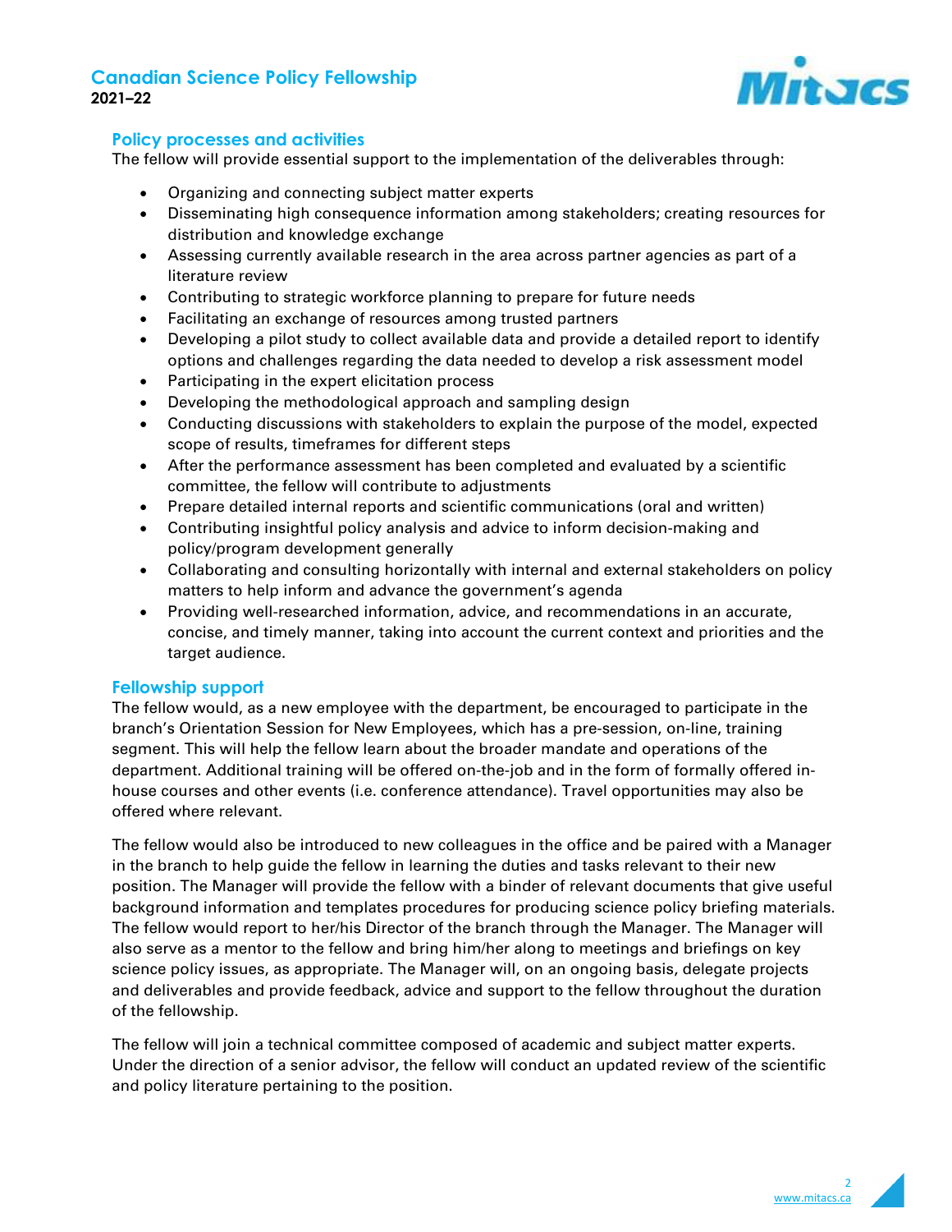## Policy processes and activities

The fellow will provide essential support to the implementation of the deliverables through:

- Organizing and connecting subject matter experts
- Disseminating high consequence information among stakeholders; creating resources for distribution and knowledge exchange
- Assessing currently available research in the area across partner agencies as part of a literature review
- Contributing to strategic workforce planning to prepare for future needs
- Facilitating an exchange of resources among trusted partners
- Developing a pilot study to collect available data and provide a detailed report to identify options and challenges regarding the data needed to develop a risk assessment model
- Participating in the expert elicitation process
- Developing the methodological approach and sampling design
- Conducting discussions with stakeholders to explain the purpose of the model, expected scope of results, timeframes for different steps
- After the performance assessment has been completed and evaluated by a scientific committee, the fellow will contribute to adjustments
- Prepare detailed internal reports and scientific communications (oral and written)
- Contributing insightful policy analysis and advice to inform decision-making and policy/program development generally
- Collaborating and consulting horizontally with internal and external stakeholders on policy matters to help inform and advance the government's agenda
- Providing well-researched information, advice, and recommendations in an accurate, concise, and timely manner, taking into account the current context and priorities and the target audience.

## Fellowship support

The fellow would, as a new employee with the department, be encouraged to participate in the branch's Orientation Session for New Employees, which has a pre-session, on-line, training segment. This will help the fellow learn about the broader mandate and operations of the department. Additional training will be offered on-the-job and in the form of formally offered in-house courses and other events (i.e. conference attendance). Travel opportunities may also be offered where relevant.

The fellow would also be introduced to new colleagues in the office and be paired with a Manager in the branch to help guide the fellow in learning the duties and tasks relevant to their new position. The Manager will provide the fellow with a binder of relevant documents that give useful background information and templates procedures for producing science policy briefing materials. The fellow would report to her/his Director of the branch through the Manager. The Manager will also serve as a mentor to the fellow and bring him/her along to meetings and briefings on key science policy issues, as appropriate. The Manager will, on an ongoing basis, delegate projects and deliverables and provide feedback, advice and support to the fellow throughout the duration of the fellowship.

The fellow will join a technical committee composed of academic and subject matter experts. Under the direction of a senior advisor, the fellow will conduct an updated review of the scientific and policy literature pertaining to the position.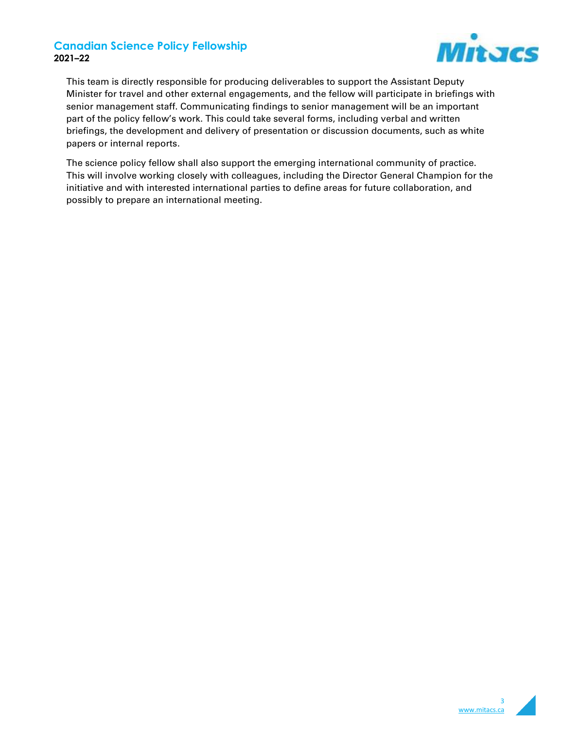This team is directly responsible for producing deliverables to support the Assistant Deputy Minister for travel and other external engagements, and the fellow will participate in briefings with senior management staff. Communicating findings to senior management will be an important part of the policy fellow's work. This could take several forms, including verbal and written briefings, the development and delivery of presentation or discussion documents, such as white papers or internal reports.

The science policy fellow shall also support the emerging international community of practice. This will involve working closely with colleagues, including the Director General Champion for the initiative and with interested international parties to define areas for future collaboration, and possibly to prepare an international meeting.